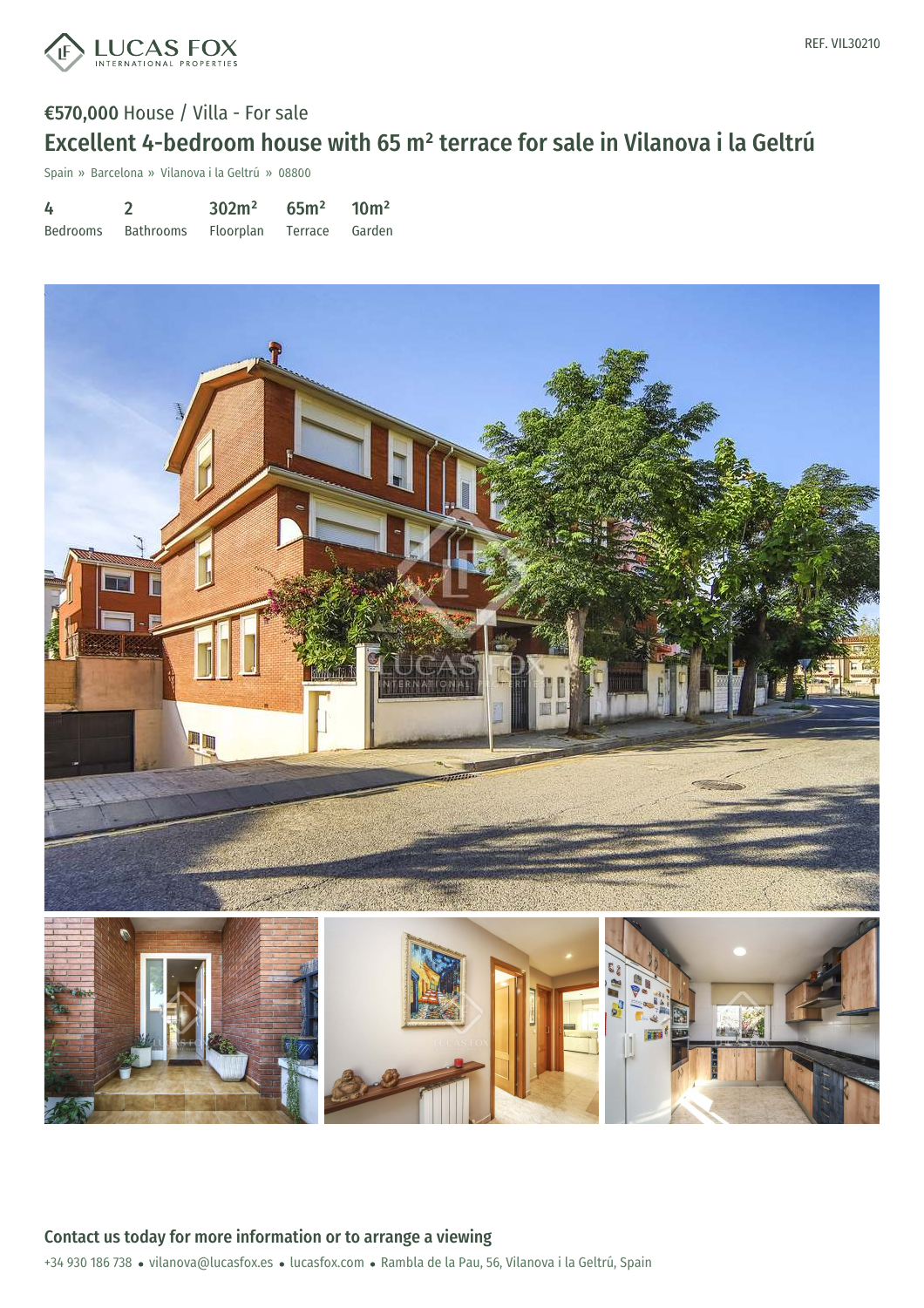REF. VIL30210

€570,000 House / Villa - For sale

# Excellent 4-bedroom house with 65 m² terrace for sale in Vilanova i la Geltrú

Spain » Barcelona » Vilanova i la Geltrú » 08800

| 4 | 2 | 302m² | 65m² | 10m² |
|---|---|---|---|---|
| Bedrooms | Bathrooms | Floorplan | Terrace | Garden |

## Contact us today for more information or to arrange a viewing

+34 930 186 738 • vilanova@lucasfox.es • lucasfox.com • Rambla de la Pau, 56, Vilanova i la Geltrú, Spain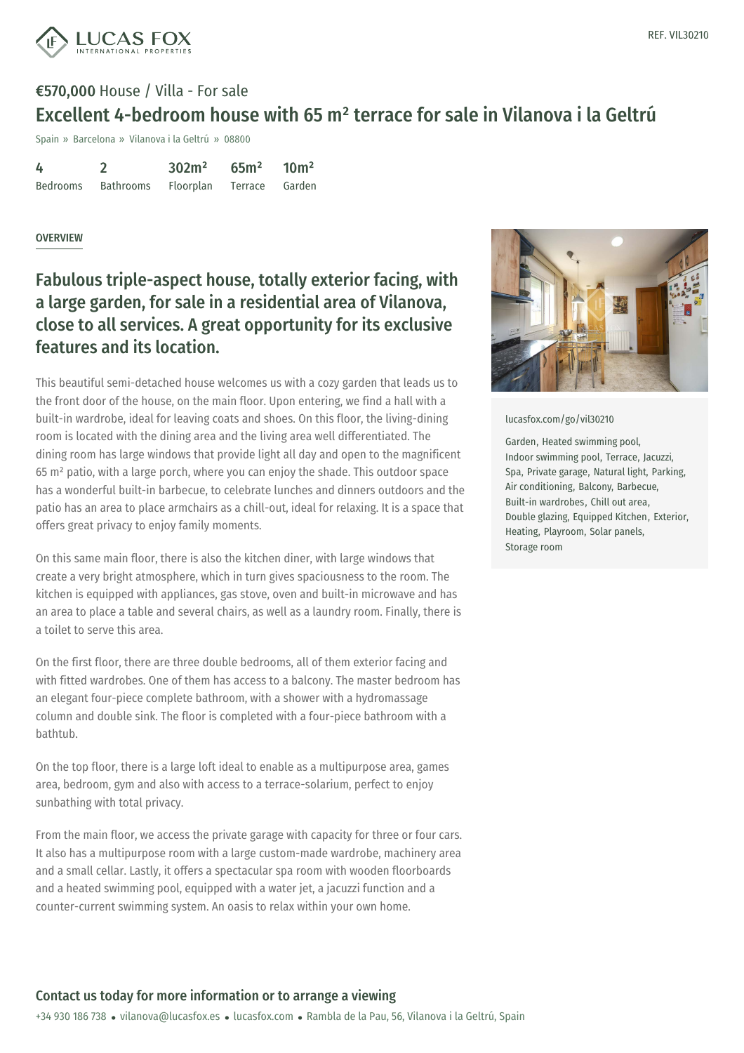REF. VIL30210

**€570,000** House / Villa - For sale

# Excellent 4-bedroom house with 65 m² terrace for sale in Vilanova i la Geltrú

Spain » Barcelona » Vilanova i la Geltrú » 08800

| 4 | 2 | 302m² | 65m² | 10m² |
|---|---|---|---|---|
| Bedrooms | Bathrooms | Floorplan | Terrace | Garden |

## OVERVIEW

## Fabulous triple-aspect house, totally exterior facing, with a large garden, for sale in a residential area of Vilanova, close to all services. A great opportunity for its exclusive features and its location.

This beautiful semi-detached house welcomes us with a cozy garden that leads us to the front door of the house, on the main floor. Upon entering, we find a hall with a built-in wardrobe, ideal for leaving coats and shoes. On this floor, the living-dining room is located with the dining area and the living area well differentiated. The dining room has large windows that provide light all day and open to the magnificent 65 m² patio, with a large porch, where you can enjoy the shade. This outdoor space has a wonderful built-in barbecue, to celebrate lunches and dinners outdoors and the patio has an area to place armchairs as a chill-out, ideal for relaxing. It is a space that offers great privacy to enjoy family moments.

On this same main floor, there is also the kitchen diner, with large windows that create a very bright atmosphere, which in turn gives spaciousness to the room. The kitchen is equipped with appliances, gas stove, oven and built-in microwave and has an area to place a table and several chairs, as well as a laundry room. Finally, there is a toilet to serve this area.

On the first floor, there are three double bedrooms, all of them exterior facing and with fitted wardrobes. One of them has access to a balcony. The master bedroom has an elegant four-piece complete bathroom, with a shower with a hydromassage column and double sink. The floor is completed with a four-piece bathroom with a bathtub.

On the top floor, there is a large loft ideal to enable as a multipurpose area, games area, bedroom, gym and also with access to a terrace-solarium, perfect to enjoy sunbathing with total privacy.

From the main floor, we access the private garage with capacity for three or four cars. It also has a multipurpose room with a large custom-made wardrobe, machinery area and a small cellar. Lastly, it offers a spectacular spa room with wooden floorboards and a heated swimming pool, equipped with a water jet, a jacuzzi function and a counter-current swimming system. An oasis to relax within your own home.

lucasfox.com/go/vil30210

Garden, Heated swimming pool, Indoor swimming pool, Terrace, Jacuzzi, Spa, Private garage, Natural light, Parking, Air conditioning, Balcony, Barbecue, Built-in wardrobes, Chill out area, Double glazing, Equipped Kitchen, Exterior, Heating, Playroom, Solar panels, Storage room

### Contact us today for more information or to arrange a viewing

+34 930 186 738 • vilanova@lucasfox.es • lucasfox.com • Rambla de la Pau, 56, Vilanova i la Geltrú, Spain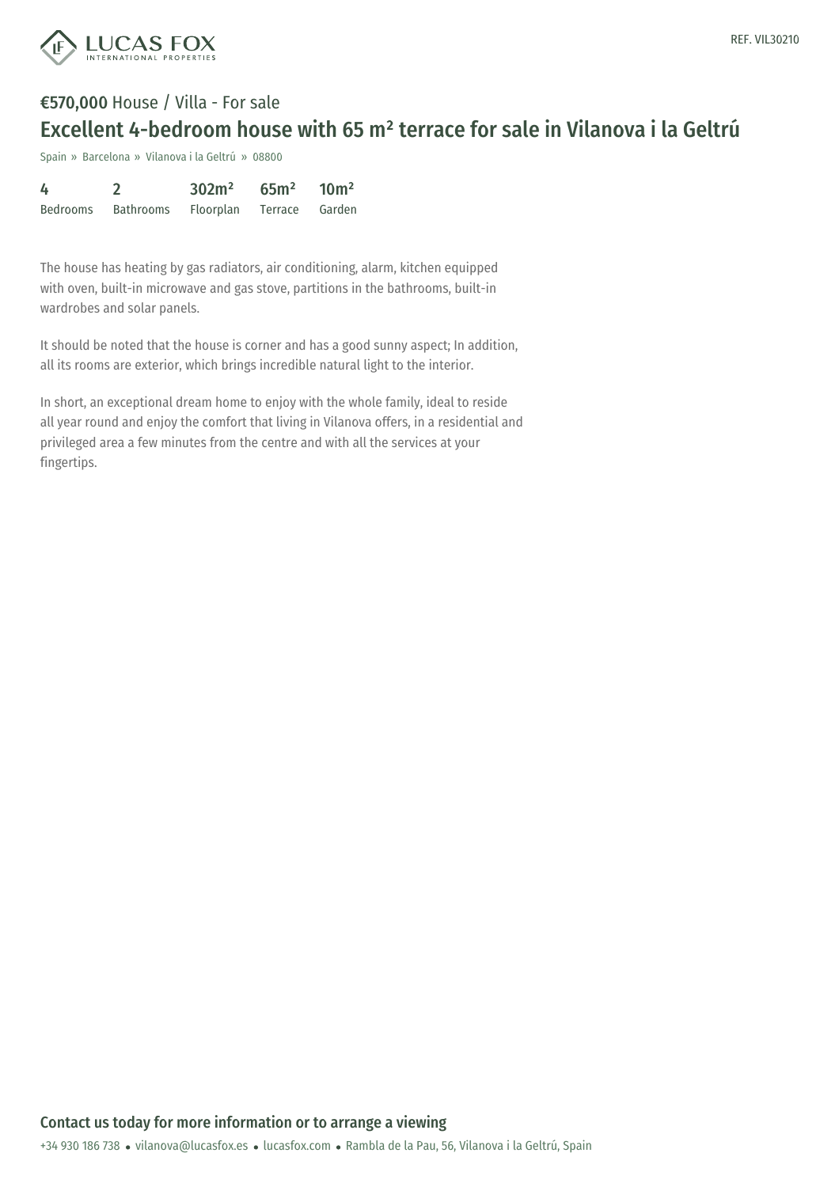**€570,000** House / Villa - For sale

# Excellent 4-bedroom house with 65 m² terrace for sale in Vilanova i la Geltrú

Spain » Barcelona » Vilanova i la Geltrú » 08800

| 4 | 2 | 302m² | 65m² | 10m² |
|---|---|---|---|---|
| Bedrooms | Bathrooms | Floorplan | Terrace | Garden |

The house has heating by gas radiators, air conditioning, alarm, kitchen equipped with oven, built-in microwave and gas stove, partitions in the bathrooms, built-in wardrobes and solar panels.

It should be noted that the house is corner and has a good sunny aspect; In addition, all its rooms are exterior, which brings incredible natural light to the interior.

In short, an exceptional dream home to enjoy with the whole family, ideal to reside all year round and enjoy the comfort that living in Vilanova offers, in a residential and privileged area a few minutes from the centre and with all the services at your fingertips.

**Contact us today for more information or to arrange a viewing**

+34 930 186 738 • vilanova@lucasfox.es • lucasfox.com • Rambla de la Pau, 56, Vilanova i la Geltrú, Spain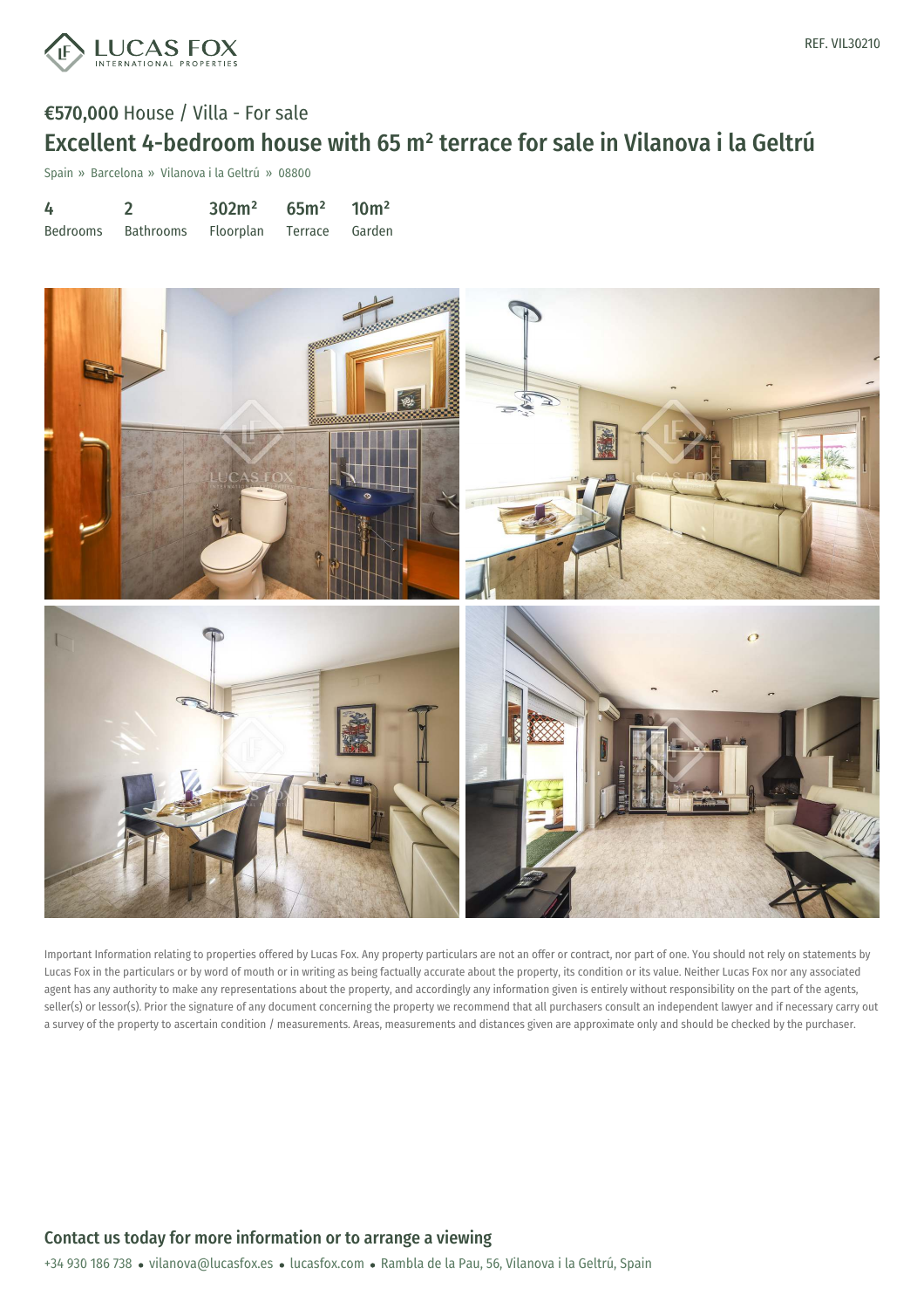REF. VIL30210

€570,000 House / Villa - For sale

# Excellent 4-bedroom house with 65 m² terrace for sale in Vilanova i la Geltrú

Spain » Barcelona » Vilanova i la Geltrú » 08800

| 4 | 2 | 302m² | 65m² | 10m² |
|---|---|---|---|---|
| Bedrooms | Bathrooms | Floorplan | Terrace | Garden |

Important Information relating to properties offered by Lucas Fox. Any property particulars are not an offer or contract, nor part of one. You should not rely on statements by Lucas Fox in the particulars or by word of mouth or in writing as being factually accurate about the property, its condition or its value. Neither Lucas Fox nor any associated agent has any authority to make any representations about the property, and accordingly any information given is entirely without responsibility on the part of the agents, seller(s) or lessor(s). Prior the signature of any document concerning the property we recommend that all purchasers consult an independent lawyer and if necessary carry out a survey of the property to ascertain condition / measurements. Areas, measurements and distances given are approximate only and should be checked by the purchaser.

## Contact us today for more information or to arrange a viewing

+34 930 186 738 • vilanova@lucasfox.es • lucasfox.com • Rambla de la Pau, 56, Vilanova i la Geltrú, Spain